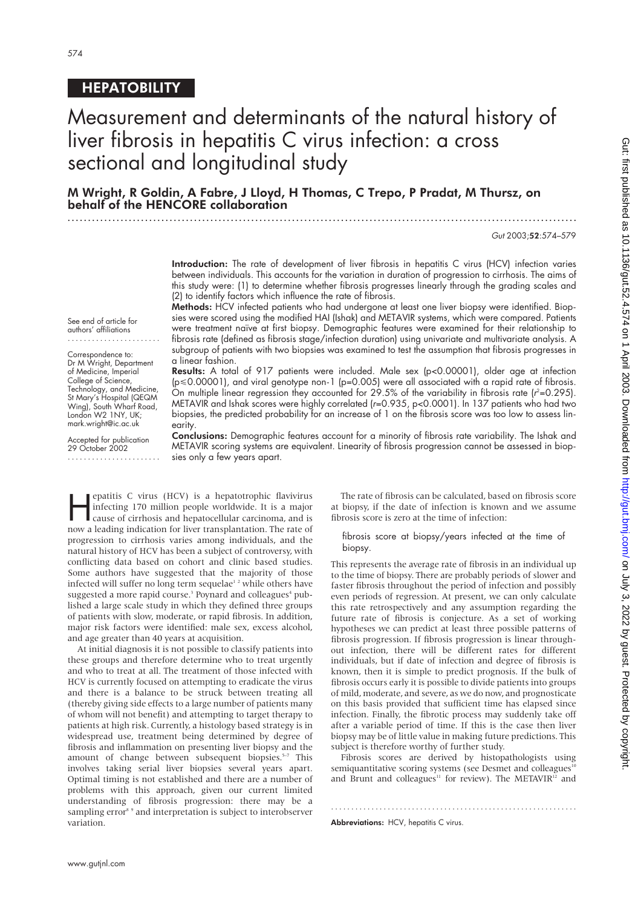HEPATOBILITY

# Measurement and determinants of the natural history of liver fibrosis in hepatitis C virus infection: a cross sectional and longitudinal study

**M Wright, R Goldin, A Fabre, J Lloyd, H Thomas, C Trepo, P Pradat, M Thursz, on behalf of the HENCORE collaboration**

See end of article for authors' affiliations

Correspondence to: Dr M Wright, Department of Medicine, Imperial College of Science, Technology, and Medicine, St Mary's Hospital (QEQM Wing), South Wharf Road, London W2 1NY, UK; mark.wright@ic.ac.uk

Accepted for publication 29 October 2002

**Introduction:** The rate of development of liver fibrosis in hepatitis C virus (HCV) infection varies between individuals. This accounts for the variation in duration of progression to cirrhosis. The aims of this study were: (1) to determine whether fibrosis progresses linearly through the grading scales and (2) to identify factors which influence the rate of fibrosis.

**Methods:** HCV infected patients who had undergone at least one liver biopsy were identified. Biopsies were scored using the modified HAI (Ishak) and METAVIR systems, which were compared. Patients were treatment naïve at first biopsy. Demographic features were examined for their relationship to fibrosis rate (defined as fibrosis stage/infection duration) using univariate and multivariate analysis. A subgroup of patients with two biopsies was examined to test the assumption that fibrosis progresses in a linear fashion.

**Results:** A total of 917 patients were included. Male sex ($p<0.00001$), older age at infection ($p\leqslant0.00001$), and viral genotype non-1 ($p=0.005$) were all associated with a rapid rate of fibrosis. On multiple linear regression they accounted for 29.5% of the variability in fibrosis rate ($r^2=0.295$). METAVIR and Ishak scores were highly correlated ($r=0.935$, $p<0.0001$). In 137 patients who had two biopsies, the predicted probability for an increase of 1 on the fibrosis score was too low to assess linearity.

**Conclusions:** Demographic features account for a minority of fibrosis rate variability. The Ishak and METAVIR scoring systems are equivalent. Linearity of fibrosis progression cannot be assessed in biopsies only a few years apart.

Hepatitis C virus (HCV) is a hepatotrophic flavivirus infecting 170 million people worldwide. It is a major cause of cirrhosis and hepatocellular carcinoma, and is now a leading indication for liver transplantation. The rate of progression to cirrhosis varies among individuals, and the natural history of HCV has been a subject of controversy, with conflicting data based on cohort and clinic based studies. Some authors have suggested that the majority of those infected will suffer no long term sequelae[1,2] while others have suggested a more rapid course.[3] Poynard and colleagues[4] published a large scale study in which they defined three groups of patients with slow, moderate, or rapid fibrosis. In addition, major risk factors were identified: male sex, excess alcohol, and age greater than 40 years at acquisition.

At initial diagnosis it is not possible to classify patients into these groups and therefore determine who to treat urgently and who to treat at all. The treatment of those infected with HCV is currently focused on attempting to eradicate the virus and there is a balance to be struck between treating all (thereby giving side effects to a large number of patients many of whom will not benefit) and attempting to target therapy to patients at high risk. Currently, a histology based strategy is in widespread use, treatment being determined by degree of fibrosis and inflammation on presenting liver biopsy and the amount of change between subsequent biopsies.[5-7] This involves taking serial liver biopsies several years apart. Optimal timing is not established and there are a number of problems with this approach, given our current limited understanding of fibrosis progression: there may be a sampling error[8,9] and interpretation is subject to interobserver variation.

The rate of fibrosis can be calculated, based on fibrosis score at biopsy, if the date of infection is known and we assume fibrosis score is zero at the time of infection:

fibrosis score at biopsy/years infected at the time of biopsy.

This represents the average rate of fibrosis in an individual up to the time of biopsy. There are probably periods of slower and faster fibrosis throughout the period of infection and possibly even periods of regression. At present, we can only calculate this rate retrospectively and any assumption regarding the future rate of fibrosis is conjecture. As a set of working hypotheses we can predict at least three possible patterns of fibrosis progression. If fibrosis progression is linear throughout infection, there will be different rates for different individuals, but if date of infection and degree of fibrosis is known, then it is simple to predict prognosis. If the bulk of fibrosis occurs early it is possible to divide patients into groups of mild, moderate, and severe, as we do now, and prognosticate on this basis provided that sufficient time has elapsed since infection. Finally, the fibrotic process may suddenly take off after a variable period of time. If this is the case then liver biopsy may be of little value in making future predictions. This subject is therefore worthy of further study.

Fibrosis scores are derived by histopathologists using semiquantitative scoring systems (see Desmet and colleagues[10] and Brunt and colleagues[11] for review). The METAVIR[12] and

**Abbreviations:** HCV, hepatitis C virus.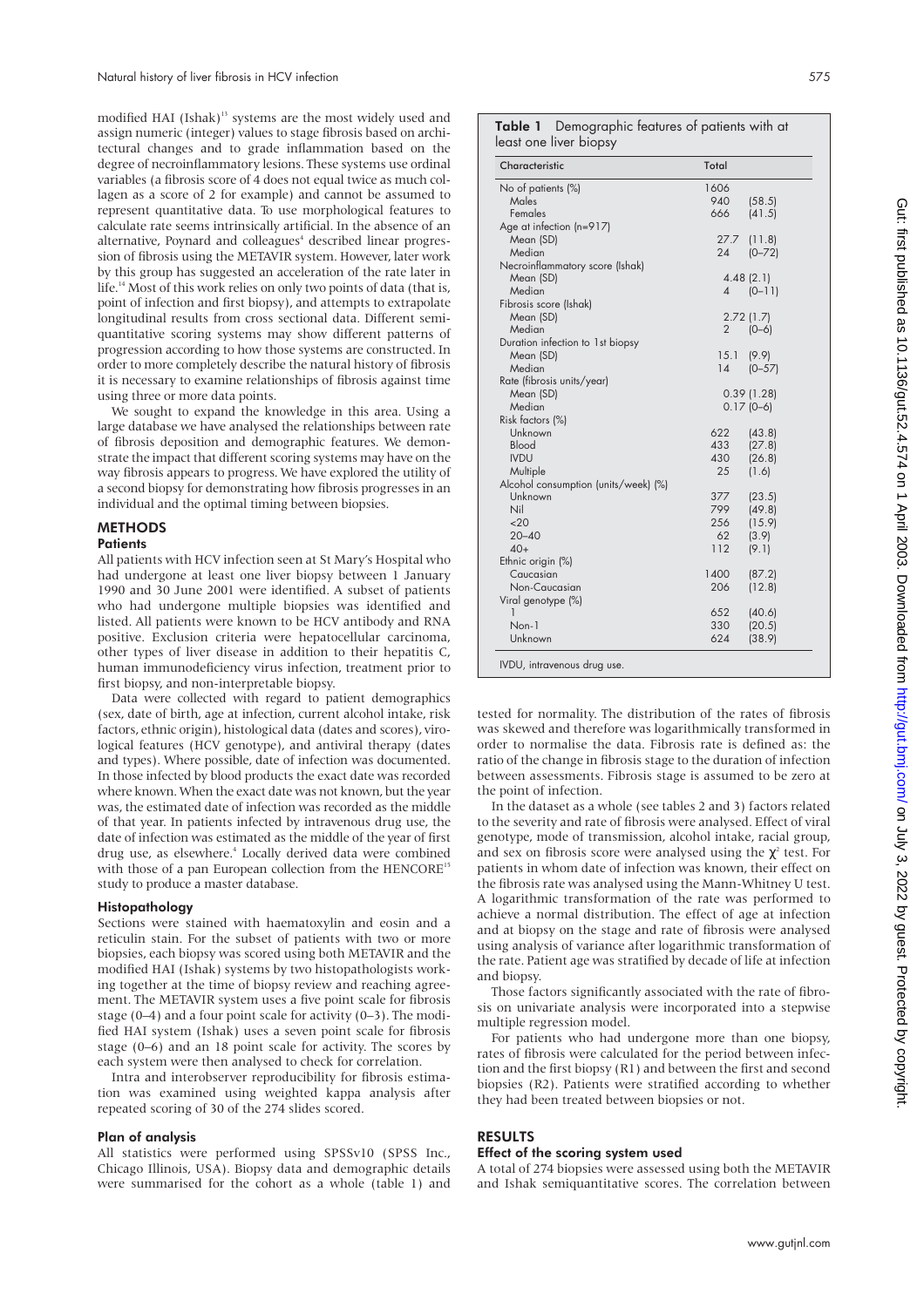modified HAI (Ishak)[13] systems are the most widely used and assign numeric (integer) values to stage fibrosis based on architectural changes and to grade inflammation based on the degree of necroinflammatory lesions. These systems use ordinal variables (a fibrosis score of 4 does not equal twice as much collagen as a score of 2 for example) and cannot be assumed to represent quantitative data. To use morphological features to calculate rate seems intrinsically artificial. In the absence of an alternative, Poynard and colleagues[4] described linear progression of fibrosis using the METAVIR system. However, later work by this group has suggested an acceleration of the rate later in life.[14] Most of this work relies on only two points of data (that is, point of infection and first biopsy), and attempts to extrapolate longitudinal results from cross sectional data. Different semiquantitative scoring systems may show different patterns of progression according to how those systems are constructed. In order to more completely describe the natural history of fibrosis it is necessary to examine relationships of fibrosis against time using three or more data points.

We sought to expand the knowledge in this area. Using a large database we have analysed the relationships between rate of fibrosis deposition and demographic features. We demonstrate the impact that different scoring systems may have on the way fibrosis appears to progress. We have explored the utility of a second biopsy for demonstrating how fibrosis progresses in an individual and the optimal timing between biopsies.

## METHODS

### Patients

All patients with HCV infection seen at St Mary's Hospital who had undergone at least one liver biopsy between 1 January 1990 and 30 June 2001 were identified. A subset of patients who had undergone multiple biopsies was identified and listed. All patients were known to be HCV antibody and RNA positive. Exclusion criteria were hepatocellular carcinoma, other types of liver disease in addition to their hepatitis C, human immunodeficiency virus infection, treatment prior to first biopsy, and non-interpretable biopsy.

Data were collected with regard to patient demographics (sex, date of birth, age at infection, current alcohol intake, risk factors, ethnic origin), histological data (dates and scores), virological features (HCV genotype), and antiviral therapy (dates and types). Where possible, date of infection was documented. In those infected by blood products the exact date was recorded where known. When the exact date was not known, but the year was, the estimated date of infection was recorded as the middle of that year. In patients infected by intravenous drug use, the date of infection was estimated as the middle of the year of first drug use, as elsewhere.[4] Locally derived data were combined with those of a pan European collection from the HENCORE[15] study to produce a master database.

### Histopathology

Sections were stained with haematoxylin and eosin and a reticulin stain. For the subset of patients with two or more biopsies, each biopsy was scored using both METAVIR and the modified HAI (Ishak) systems by two histopathologists working together at the time of biopsy review and reaching agreement. The METAVIR system uses a five point scale for fibrosis stage (0–4) and a four point scale for activity (0–3). The modified HAI system (Ishak) uses a seven point scale for fibrosis stage (0–6) and an 18 point scale for activity. The scores by each system were then analysed to check for correlation.

Intra and interobserver reproducibility for fibrosis estimation was examined using weighted kappa analysis after repeated scoring of 30 of the 274 slides scored.

### Plan of analysis

All statistics were performed using SPSSv10 (SPSS Inc., Chicago Illinois, USA). Biopsy data and demographic details were summarised for the cohort as a whole (table 1) and tested for normality. The distribution of the rates of fibrosis was skewed and therefore was logarithmically transformed in order to normalise the data. Fibrosis rate is defined as: the ratio of the change in fibrosis stage to the duration of infection between assessments. Fibrosis stage is assumed to be zero at the point of infection.

In the dataset as a whole (see tables 2 and 3) factors related to the severity and rate of fibrosis were analysed. Effect of viral genotype, mode of transmission, alcohol intake, racial group, and sex on fibrosis score were analysed using the $\chi^2$ test. For patients in whom date of infection was known, their effect on the fibrosis rate was analysed using the Mann-Whitney U test. A logarithmic transformation of the rate was performed to achieve a normal distribution. The effect of age at infection and at biopsy on the stage and rate of fibrosis were analysed using analysis of variance after logarithmic transformation of the rate. Patient age was stratified by decade of life at infection and biopsy.

Those factors significantly associated with the rate of fibrosis on univariate analysis were incorporated into a stepwise multiple regression model.

For patients who had undergone more than one biopsy, rates of fibrosis were calculated for the period between infection and the first biopsy (R1) and between the first and second biopsies (R2). Patients were stratified according to whether they had been treated between biopsies or not.

**Table 1** Demographic features of patients with at least one liver biopsy

| Characteristic | Total | |
|---|---|---|
| No of patients (%) | 1606 | |
| Males | 940 | (58.5) |
| Females | 666 | (41.5) |
| Age at infection (n=917) | | |
| Mean (SD) | 27.7 | (11.8) |
| Median | 24 | (0–72) |
| Necroinflammatory score (Ishak) | | |
| Mean (SD) | 4.48 (2.1) | |
| Median | 4 | (0–11) |
| Fibrosis score (Ishak) | | |
| Mean (SD) | 2.72 (1.7) | |
| Median | 2 | (0–6) |
| Duration infection to 1st biopsy | | |
| Mean (SD) | 15.1 | (9.9) |
| Median | 14 | (0–57) |
| Rate (fibrosis units/year) | | |
| Mean (SD) | 0.39 (1.28) | |
| Median | 0.17 (0–6) | |
| Risk factors (%) | | |
| Unknown | 622 | (43.8) |
| Blood | 433 | (27.8) |
| IVDU | 430 | (26.8) |
| Multiple | 25 | (1.6) |
| Alcohol consumption (units/week) (%) | | |
| Unknown | 377 | (23.5) |
| Nil | 799 | (49.8) |
| <20 | 256 | (15.9) |
| 20–40 | 62 | (3.9) |
| 40+ | 112 | (9.1) |
| Ethnic origin (%) | | |
| Caucasian | 1400 | (87.2) |
| Non-Caucasian | 206 | (12.8) |
| Viral genotype (%) | | |
| 1 | 652 | (40.6) |
| Non-1 | 330 | (20.5) |
| Unknown | 624 | (38.9) |

IVDU, intravenous drug use.

## RESULTS

### Effect of the scoring system used

A total of 274 biopsies were assessed using both the METAVIR and Ishak semiquantitative scores. The correlation between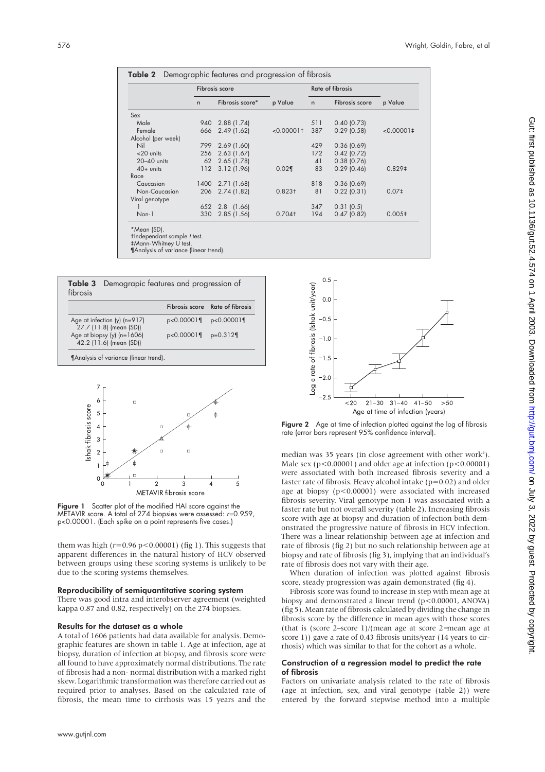**Table 2** Demographic features and progression of fibrosis

| | Fibrosis score | | | Rate of fibrosis | | |
|---|---|---|---|---|---|---|
| | n | Fibrosis score* | p Value | n | Fibrosis score | p Value |
| Sex | | | | | | |
| Male | 940 | 2.88 (1.74) | | 511 | 0.40 (0.73) | |
| Female | 666 | 2.49 (1.62) | <0.00001† | 387 | 0.29 (0.58) | <0.00001‡ |
| Alcohol (per week) | | | | | | |
| Nil | 799 | 2.69 (1.60) | | 429 | 0.36 (0.69) | |
| <20 units | 256 | 2.63 (1.67) | | 172 | 0.42 (0.72) | |
| 20–40 units | 62 | 2.65 (1.78) | | 41 | 0.38 (0.76) | |
| 40+ units | 112 | 3.12 (1.96) | 0.02¶ | 83 | 0.29 (0.46) | 0.829‡ |
| Race | | | | | | |
| Caucasian | 1400 | 2.71 (1.68) | | 818 | 0.36 (0.69) | |
| Non-Caucasian | 206 | 2.74 (1.82) | 0.823† | 81 | 0.22 (0.31) | 0.07‡ |
| Viral genotype | | | | | | |
| 1 | 652 | 2.8 (1.66) | | 347 | 0.31 (0.5) | |
| Non-1 | 330 | 2.85 (1.56) | 0.704† | 194 | 0.47 (0.82) | 0.005‡ |

*Mean (SD).
†Independant sample *t* test.
‡Mann-Whitney U test.
¶Analysis of variance (linear trend).

**Table 3** Demograpic features and progression of fibrosis

| | Fibrosis score | Rate of fibrosis |
|---|---|---|
| Age at infection (y) (n=917) 27.7 (11.8) (mean (SD)) | p<0.00001¶ | p<0.00001¶ |
| Age at biopsy (y) (n=1606) 42.2 (11.6) (mean (SD)) | p<0.00001¶ | p=0.312¶ |

¶Analysis of variance (linear trend).

**Figure 1** Scatter plot of the modified HAI score against the METAVIR score. A total of 274 biopsies were assessed: $r$=0.959, p<0.00001. (Each spike on a point represents five cases.)

them was high ($r$=0.96 p<0.00001) (fig 1). This suggests that apparent differences in the natural history of HCV observed between groups using these scoring systems is unlikely to be due to the scoring systems themselves.

### Reproducibility of semiquantitative scoring system

There was good intra and interobserver agreement (weighted kappa 0.87 and 0.82, respectively) on the 274 biopsies.

### Results for the dataset as a whole

A total of 1606 patients had data available for analysis. Demographic features are shown in table 1. Age at infection, age at biopsy, duration of infection at biopsy, and fibrosis score were all found to have approximately normal distributions. The rate of fibrosis had a non- normal distribution with a marked right skew. Logarithmic transformation was therefore carried out as required prior to analyses. Based on the calculated rate of fibrosis, the mean time to cirrhosis was 15 years and the median was 35 years (in close agreement with other work[4]). Male sex (p<0.00001) and older age at infection (p<0.00001) were associated with both increased fibrosis severity and a faster rate of fibrosis. Heavy alcohol intake (p=0.02) and older age at biopsy (p<0.00001) were associated with increased fibrosis severity. Viral genotype non-1 was associated with a faster rate but not overall severity (table 2). Increasing fibrosis score with age at biopsy and duration of infection both demonstrated the progressive nature of fibrosis in HCV infection. There was a linear relationship between age at infection and rate of fibrosis (fig 2) but no such relationship between age at biopsy and rate of fibrosis (fig 3), implying that an individual's rate of fibrosis does not vary with their age.

**Figure 2** Age at time of infection plotted against the log of fibrosis rate (error bars represent 95% confidence interval).

When duration of infection was plotted against fibrosis score, steady progression was again demonstrated (fig 4).

Fibrosis score was found to increase in step with mean age at biopsy and demonstrated a linear trend (p<0.00001, ANOVA) (fig 5). Mean rate of fibrosis calculated by dividing the change in fibrosis score by the difference in mean ages with those scores (that is (score 2–score 1)/(mean age at score 2−mean age at score 1)) gave a rate of 0.43 fibrosis units/year (14 years to cirrhosis) which was similar to that for the cohort as a whole.

### Construction of a regression model to predict the rate of fibrosis

Factors on univariate analysis related to the rate of fibrosis (age at infection, sex, and viral genotype (table 2)) were entered by the forward stepwise method into a multiple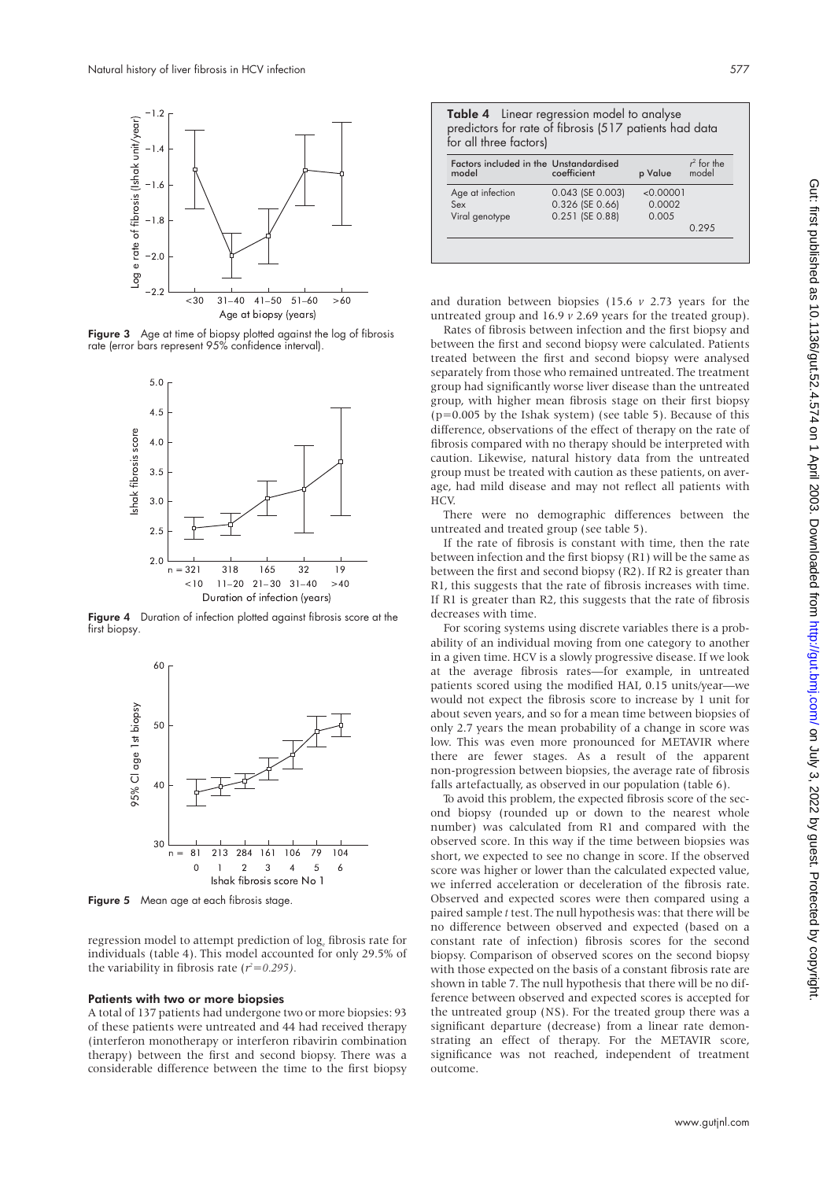Figure 3 Age at time of biopsy plotted against the log of fibrosis rate (error bars represent 95% confidence interval).

Figure 4 Duration of infection plotted against fibrosis score at the first biopsy.

Figure 5 Mean age at each fibrosis stage.

regression model to attempt prediction of $\log_e$ fibrosis rate for individuals (table 4). This model accounted for only 29.5% of the variability in fibrosis rate ($r^2$=0.295).

### Patients with two or more biopsies

A total of 137 patients had undergone two or more biopsies: 93 of these patients were untreated and 44 had received therapy (interferon monotherapy or interferon ribavirin combination therapy) between the first and second biopsy. There was a considerable difference between the time to the first biopsy and duration between biopsies (15.6 *v* 2.73 years for the untreated group and 16.9 *v* 2.69 years for the treated group).

**Table 4** Linear regression model to analyse predictors for rate of fibrosis (517 patients had data for all three factors)

| Factors included in the model | Unstandardised coefficient | p Value | $r^2$ for the model |
|---|---|---|---|
| Age at infection | 0.043 (SE 0.003) | <0.00001 | |
| Sex | 0.326 (SE 0.66) | 0.0002 | |
| Viral genotype | 0.251 (SE 0.88) | 0.005 | |
| | | | 0.295 |

Rates of fibrosis between infection and the first biopsy and between the first and second biopsy were calculated. Patients treated between the first and second biopsy were analysed separately from those who remained untreated. The treatment group had significantly worse liver disease than the untreated group, with higher mean fibrosis stage on their first biopsy (p=0.005 by the Ishak system) (see table 5). Because of this difference, observations of the effect of therapy on the rate of fibrosis compared with no therapy should be interpreted with caution. Likewise, natural history data from the untreated group must be treated with caution as these patients, on average, had mild disease and may not reflect all patients with HCV.

There were no demographic differences between the untreated and treated group (see table 5).

If the rate of fibrosis is constant with time, then the rate between infection and the first biopsy (R1) will be the same as between the first and second biopsy (R2). If R2 is greater than R1, this suggests that the rate of fibrosis increases with time. If R1 is greater than R2, this suggests that the rate of fibrosis decreases with time.

For scoring systems using discrete variables there is a probability of an individual moving from one category to another in a given time. HCV is a slowly progressive disease. If we look at the average fibrosis rates—for example, in untreated patients scored using the modified HAI, 0.15 units/year—we would not expect the fibrosis score to increase by 1 unit for about seven years, and so for a mean time between biopsies of only 2.7 years the mean probability of a change in score was low. This was even more pronounced for METAVIR where there are fewer stages. As a result of the apparent non-progression between biopsies, the average rate of fibrosis falls artefactually, as observed in our population (table 6).

To avoid this problem, the expected fibrosis score of the second biopsy (rounded up or down to the nearest whole number) was calculated from R1 and compared with the observed score. In this way if the time between biopsies was short, we expected to see no change in score. If the observed score was higher or lower than the calculated expected value, we inferred acceleration or deceleration of the fibrosis rate. Observed and expected scores were then compared using a paired sample *t* test. The null hypothesis was: that there will be no difference between observed and expected (based on a constant rate of infection) fibrosis scores for the second biopsy. Comparison of observed scores on the second biopsy with those expected on the basis of a constant fibrosis rate are shown in table 7. The null hypothesis that there will be no difference between observed and expected scores is accepted for the untreated group (NS). For the treated group there was a significant departure (decrease) from a linear rate demonstrating an effect of therapy. For the METAVIR score, significance was not reached, independent of treatment outcome.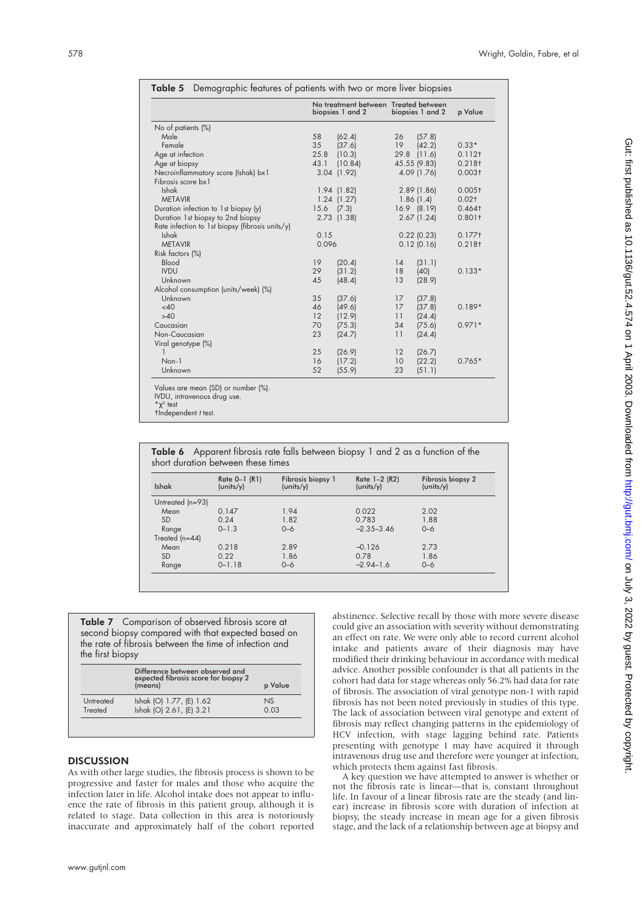**Table 5** Demographic features of patients with two or more liver biopsies

| | No treatment between biopsies 1 and 2 | Treated between biopsies 1 and 2 | p Value |
|---|---|---|---|
| No of patients (%) | | | |
| Male | 58 (62.4) | 26 (57.8) | |
| Female | 35 (37.6) | 19 (42.2) | 0.33* |
| Age at infection | 25.8 (10.3) | 29.8 (11.6) | 0.112† |
| Age at biopsy | 43.1 (10.84) | 45.55 (9.83) | 0.218† |
| Necroinflammatory score (Ishak) bx1 | 3.04 (1.92) | 4.09 (1.76) | 0.003† |
| Fibrosis score bx1 | | | |
| Ishak | 1.94 (1.82) | 2.89 (1.86) | 0.005† |
| METAVIR | 1.24 (1.27) | 1.86 (1.4) | 0.02† |
| Duration infection to 1st biopsy (y) | 15.6 (7.3) | 16.9 (8.19) | 0.464† |
| Duration 1st biopsy to 2nd biopsy | 2.73 (1.38) | 2.67 (1.24) | 0.801† |
| Rate infection to 1st biopsy (fibrosis units/y) | | | |
| Ishak | 0.15 | 0.22 (0.23) | 0.177† |
| METAVIR | 0.096 | 0.12 (0.16) | 0.218† |
| Risk factors (%) | | | |
| Blood | 19 (20.4) | 14 (31.1) | |
| IVDU | 29 (31.2) | 18 (40) | 0.133* |
| Unknown | 45 (48.4) | 13 (28.9) | |
| Alcohol consumption (units/week) (%) | | | |
| Unknown | 35 (37.6) | 17 (37.8) | |
| <40 | 46 (49.6) | 17 (37.8) | 0.189* |
| >40 | 12 (12.9) | 11 (24.4) | |
| Caucasian | 70 (75.3) | 34 (75.6) | 0.971* |
| Non-Caucasian | 23 (24.7) | 11 (24.4) | |
| Viral genotype (%) | | | |
| 1 | 25 (26.9) | 12 (26.7) | |
| Non-1 | 16 (17.2) | 10 (22.2) | 0.765* |
| Unknown | 52 (55.9) | 23 (51.1) | |

Values are mean (SD) or number (%).
IVDU, intravenous drug use.
*$\chi^2$ test
†Independent *t* test.

**Table 6** Apparent fibrosis rate falls between biopsy 1 and 2 as a function of the short duration between these times

| Ishak | Rate 0–1 (R1) (units/y) | Fibrosis biopsy 1 (units/y) | Rate 1–2 (R2) (units/y) | Fibrosis biopsy 2 (units/y) |
|---|---|---|---|---|
| Untreated (n=93) | | | | |
| Mean | 0.147 | 1.94 | 0.022 | 2.02 |
| SD | 0.24 | 1.82 | 0.783 | 1.88 |
| Range | 0–1.3 | 0–6 | −2.35–3.46 | 0–6 |
| Treated (n=44) | | | | |
| Mean | 0.218 | 2.89 | −0.126 | 2.73 |
| SD | 0.22 | 1.86 | 0.78 | 1.86 |
| Range | 0–1.18 | 0–6 | −2.94–1.6 | 0–6 |

**Table 7** Comparison of observed fibrosis score at second biopsy compared with that expected based on the rate of fibrosis between the time of infection and the first biopsy

| | Difference between observed and expected fibrosis score for biopsy 2 (means) | p Value |
|---|---|---|
| Untreated | Ishak (O) 1.77, (E) 1.62 | NS |
| Treated | Ishak (O) 2.61, (E) 3.21 | 0.03 |

## DISCUSSION

As with other large studies, the fibrosis process is shown to be progressive and faster for males and those who acquire the infection later in life. Alcohol intake does not appear to influence the rate of fibrosis in this patient group, although it is related to stage. Data collection in this area is notoriously inaccurate and approximately half of the cohort reported abstinence. Selective recall by those with more severe disease could give an association with severity without demonstrating an effect on rate. We were only able to record current alcohol intake and patients aware of their diagnosis may have modified their drinking behaviour in accordance with medical advice. Another possible confounder is that all patients in the cohort had data for stage whereas only 56.2% had data for rate of fibrosis. The association of viral genotype non-1 with rapid fibrosis has not been noted previously in studies of this type. The lack of association between viral genotype and extent of fibrosis may reflect changing patterns in the epidemiology of HCV infection, with stage lagging behind rate. Patients presenting with genotype 1 may have acquired it through intravenous drug use and therefore were younger at infection, which protects them against fast fibrosis.

A key question we have attempted to answer is whether or not the fibrosis rate is linear—that is, constant throughout life. In favour of a linear fibrosis rate are the steady (and linear) increase in fibrosis score with duration of infection at biopsy, the steady increase in mean age for a given fibrosis stage, and the lack of a relationship between age at biopsy and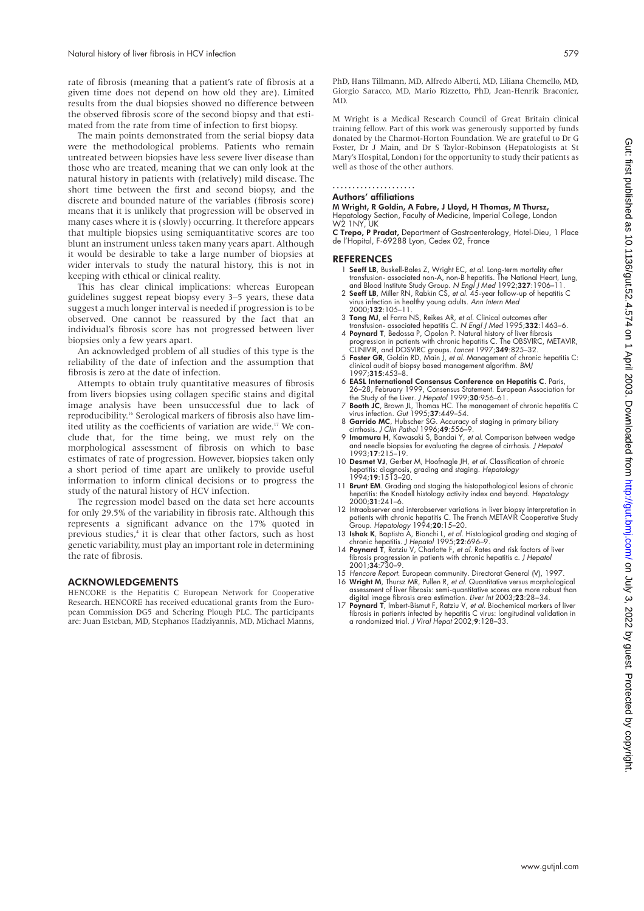rate of fibrosis (meaning that a patient's rate of fibrosis at a given time does not depend on how old they are). Limited results from the dual biopsies showed no difference between the observed fibrosis score of the second biopsy and that estimated from the rate from time of infection to first biopsy.

The main points demonstrated from the serial biopsy data were the methodological problems. Patients who remain untreated between biopsies have less severe liver disease than those who are treated, meaning that we can only look at the natural history in patients with (relatively) mild disease. The short time between the first and second biopsy, and the discrete and bounded nature of the variables (fibrosis score) means that it is unlikely that progression will be observed in many cases where it is (slowly) occurring. It therefore appears that multiple biopsies using semiquantitative scores are too blunt an instrument unless taken many years apart. Although it would be desirable to take a large number of biopsies at wider intervals to study the natural history, this is not in keeping with ethical or clinical reality.

This has clear clinical implications: whereas European guidelines suggest repeat biopsy every 3–5 years, these data suggest a much longer interval is needed if progression is to be observed. One cannot be reassured by the fact that an individual's fibrosis score has not progressed between liver biopsies only a few years apart.

An acknowledged problem of all studies of this type is the reliability of the date of infection and the assumption that fibrosis is zero at the date of infection.

Attempts to obtain truly quantitative measures of fibrosis from livers biopsies using collagen specific stains and digital image analysis have been unsuccessful due to lack of reproducibility.[16] Serological markers of fibrosis also have limited utility as the coefficients of variation are wide.[17] We conclude that, for the time being, we must rely on the morphological assessment of fibrosis on which to base estimates of rate of progression. However, biopsies taken only a short period of time apart are unlikely to provide useful information to inform clinical decisions or to progress the study of the natural history of HCV infection.

The regression model based on the data set here accounts for only 29.5% of the variability in fibrosis rate. Although this represents a significant advance on the 17% quoted in previous studies,[4] it is clear that other factors, such as host genetic variability, must play an important role in determining the rate of fibrosis.

## ACKNOWLEDGEMENTS

HENCORE is the Hepatitis C European Network for Cooperative Research. HENCORE has received educational grants from the European Commission DG5 and Schering Plough PLC. The participants are: Juan Esteban, MD, Stephanos Hadziyannis, MD, Michael Manns, PhD, Hans Tillmann, MD, Alfredo Alberti, MD, Liliana Chemello, MD, Giorgio Saracco, MD, Mario Rizzetto, PhD, Jean-Henrik Braconier, MD.

M Wright is a Medical Research Council of Great Britain clinical training fellow. Part of this work was generously supported by funds donated by the Charmot-Horton Foundation. We are grateful to Dr G Foster, Dr J Main, and Dr S Taylor-Robinson (Hepatologists at St Mary's Hospital, London) for the opportunity to study their patients as well as those of the other authors.

### Authors' affiliations

**M Wright, R Goldin, A Fabre, J Lloyd, H Thomas, M Thursz,** Hepatology Section, Faculty of Medicine, Imperial College, London W2 1NY, UK

**C Trepo, P Pradat,** Department of Gastroenterology, Hotel-Dieu, 1 Place de l'Hopital, F-69288 Lyon, Cedex 02, France

## REFERENCES

1. **Seeff LB**, Buskell-Bales Z, Wright EC, *et al*. Long-term mortality after transfusion- associated non-A, non-B hepatitis. The National Heart, Lung, and Blood Institute Study Group. *N Engl J Med* 1992;**327**:1906–11.
2. **Seeff LB**, Miller RN, Rabkin CS, *et al*. 45-year follow-up of hepatitis C virus infection in healthy young adults. *Ann Intern Med* 2000;**132**:105–11.
3. **Tong MJ**, el Farra NS, Reikes AR, *et al*. Clinical outcomes after transfusion- associated hepatitis C. *N Engl J Med* 1995;**332**:1463–6.
4. **Poynard T**, Bedossa P, Opolon P. Natural history of liver fibrosis progression in patients with chronic hepatitis C. The OBSVIRC, METAVIR, CLINIVIR, and DOSVIRC groups. *Lancet* 1997;**349**:825–32.
5. **Foster GR**, Goldin RD, Main J, *et al*. Management of chronic hepatitis C: clinical audit of biopsy based management algorithm. *BMJ* 1997;**315**:453–8.
6. **EASL International Consensus Conference on Hepatitis C**. Paris, 26–28, February 1999, Consensus Statement. European Association for the Study of the Liver. *J Hepatol* 1999;**30**:956–61.
7. **Booth JC**, Brown JL, Thomas HC. The management of chronic hepatitis C virus infection. *Gut* 1995;**37**:449–54.
8. **Garrido MC**, Hubscher SG. Accuracy of staging in primary biliary cirrhosis. *J Clin Pathol* 1996;**49**:556–9.
9. **Imamura H**, Kawasaki S, Bandai Y, *et al*. Comparison between wedge and needle biopsies for evaluating the degree of cirrhosis. *J Hepatol* 1993;**17**:215–19.
10. **Desmet VJ**, Gerber M, Hoofnagle JH, *et al*. Classification of chronic hepatitis: diagnosis, grading and staging. *Hepatology* 1994;**19**:1513–20.
11. **Brunt EM**. Grading and staging the histopathological lesions of chronic hepatitis: the Knodell histology activity index and beyond. *Hepatology* 2000;**31**:241–6.
12. Intraobserver and interobserver variations in liver biopsy interpretation in patients with chronic hepatitis C. The French METAVIR Cooperative Study Group. *Hepatology* 1994;**20**:15–20.
13. **Ishak K**, Baptista A, Bianchi L, *et al*. Histological grading and staging of chronic hepatitis. *J Hepatol* 1995;**22**:696–9.
14. **Poynard T**, Ratziu V, Charlotte F, *et al*. Rates and risk factors of liver fibrosis progression in patients with chronic hepatitis c. *J Hepatol* 2001;**34**:730–9.
15. *Hencore Report*. European community. Directorat General (V), 1997.
16. **Wright M**, Thursz MR, Pullen R, *et al*. Quantitative versus morphological assessment of liver fibrosis: semi-quantitative scores are more robust than digital image fibrosis area estimation. *Liver Int* 2003;**23**:28–34.
17. **Poynard T**, Imbert-Bismut F, Ratziu V, *et al*. Biochemical markers of liver fibrosis in patients infected by hepatitis C virus: longitudinal validation in a randomized trial. *J Viral Hepat* 2002;**9**:128–33.